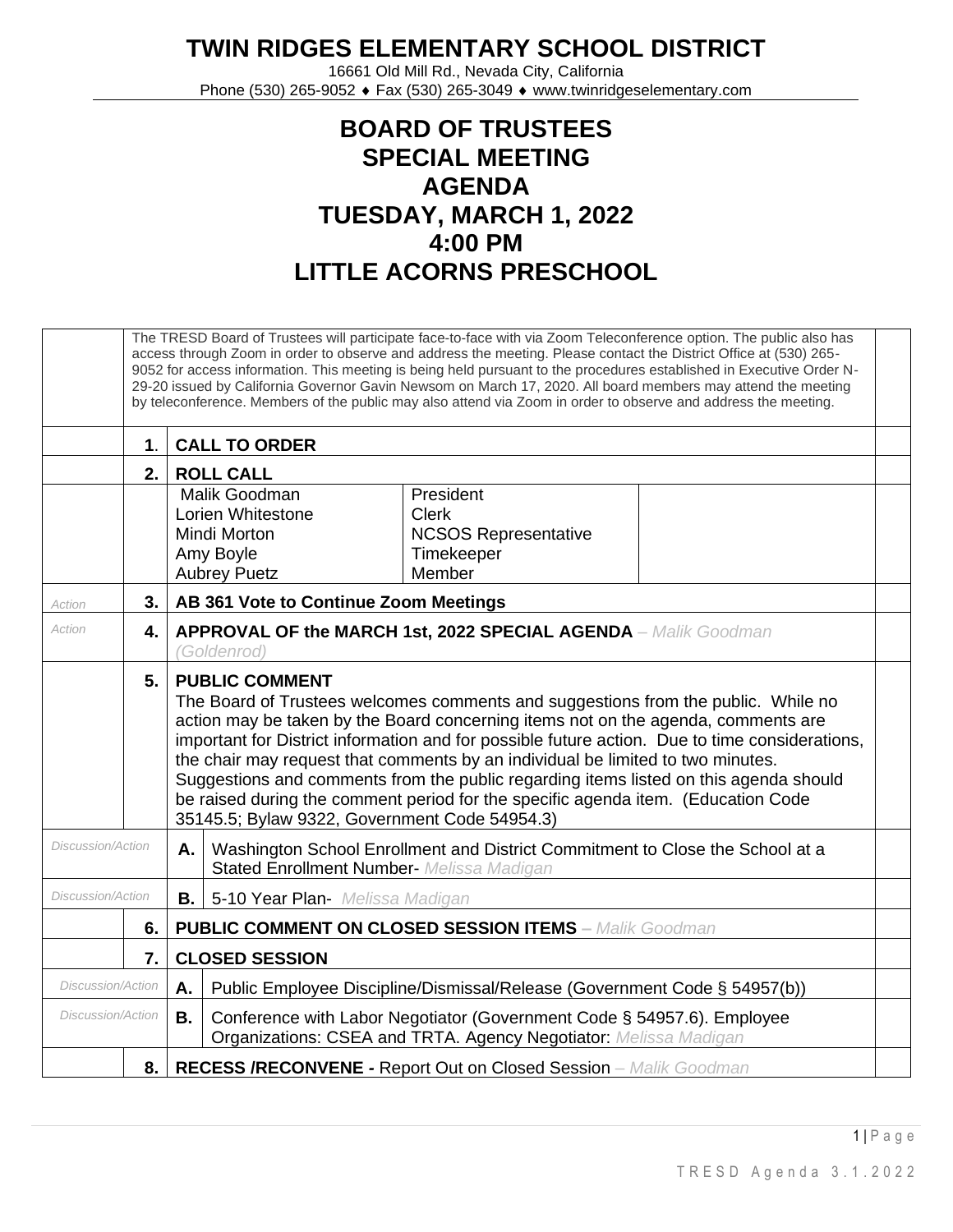# TWIN RIDGES ELEMENTARY SCHOOL DISTRICT

16661 Old Mill Rd., Nevada City, California
Phone (530) 265-9052 ♦ Fax (530) 265-3049 ♦ www.twinridgeselementary.com

## BOARD OF TRUSTEES
## SPECIAL MEETING
## AGENDA
## TUESDAY, MARCH 1, 2022
## 4:00 PM
## LITTLE ACORNS PRESCHOOL

The TRESD Board of Trustees will participate face-to-face with via Zoom Teleconference option. The public also has access through Zoom in order to observe and address the meeting. Please contact the District Office at (530) 265-9052 for access information. This meeting is being held pursuant to the procedures established in Executive Order N-29-20 issued by California Governor Gavin Newsom on March 17, 2020. All board members may attend the meeting by teleconference. Members of the public may also attend via Zoom in order to observe and address the meeting.

| | | | |
|---|---|---|---|
| | **1.** | **CALL TO ORDER** | |
| | **2.** | **ROLL CALL** | |
| | | Malik Goodman | President |
| | | Lorien Whitestone | Clerk |
| | | Mindi Morton | NCSOS Representative |
| | | Amy Boyle | Timekeeper |
| | | Aubrey Puetz | Member |
| *Action* | **3.** | **AB 361 Vote to Continue Zoom Meetings** | |
| *Action* | **4.** | **APPROVAL OF the MARCH 1st, 2022 SPECIAL AGENDA** – *Malik Goodman (Goldenrod)* | |
| | **5.** | **PUBLIC COMMENT**<br>The Board of Trustees welcomes comments and suggestions from the public. While no action may be taken by the Board concerning items not on the agenda, comments are important for District information and for possible future action. Due to time considerations, the chair may request that comments by an individual be limited to two minutes. Suggestions and comments from the public regarding items listed on this agenda should be raised during the comment period for the specific agenda item. (Education Code 35145.5; Bylaw 9322, Government Code 54954.3) | |
| *Discussion/Action* | **A.** | Washington School Enrollment and District Commitment to Close the School at a Stated Enrollment Number- *Melissa Madigan* | |
| *Discussion/Action* | **B.** | 5-10 Year Plan- *Melissa Madigan* | |
| | **6.** | **PUBLIC COMMENT ON CLOSED SESSION ITEMS** – *Malik Goodman* | |
| | **7.** | **CLOSED SESSION** | |
| *Discussion/Action* | **A.** | Public Employee Discipline/Dismissal/Release (Government Code § 54957(b)) | |
| *Discussion/Action* | **B.** | Conference with Labor Negotiator (Government Code § 54957.6). Employee Organizations: CSEA and TRTA. Agency Negotiator: *Melissa Madigan* | |
| | **8.** | **RECESS /RECONVENE -** Report Out on Closed Session – *Malik Goodman* | |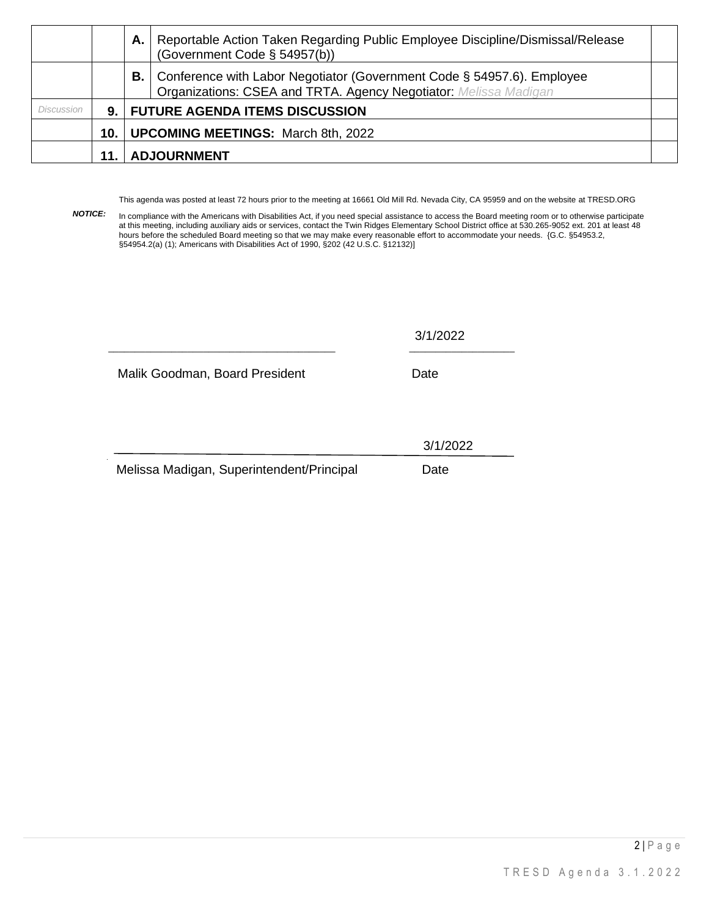| | | | | |
|---|---|---|---|---|
| | | **A.** | Reportable Action Taken Regarding Public Employee Discipline/Dismissal/Release (Government Code § 54957(b)) | |
| | | **B.** | Conference with Labor Negotiator (Government Code § 54957.6). Employee Organizations: CSEA and TRTA. Agency Negotiator: *Melissa Madigan* | |
| *Discussion* | **9.** | **FUTURE AGENDA ITEMS DISCUSSION** | | |
| | **10.** | **UPCOMING MEETINGS:** March 8th, 2022 | | |
| | **11.** | **ADJOURNMENT** | | |

This agenda was posted at least 72 hours prior to the meeting at 16661 Old Mill Rd. Nevada City, CA 95959 and on the website at TRESD.ORG

***NOTICE:*** In compliance with the Americans with Disabilities Act, if you need special assistance to access the Board meeting room or to otherwise participate at this meeting, including auxiliary aids or services, contact the Twin Ridges Elementary School District office at 530.265-9052 ext. 201 at least 48 hours before the scheduled Board meeting so that we may make every reasonable effort to accommodate your needs. {G.C. §54953.2, §54954.2(a) (1); Americans with Disabilities Act of 1990, §202 (42 U.S.C. §12132)]

_________________________________ 3/1/2022

Malik Goodman, Board President Date

_________________________________ 3/1/2022

Melissa Madigan, Superintendent/Principal Date